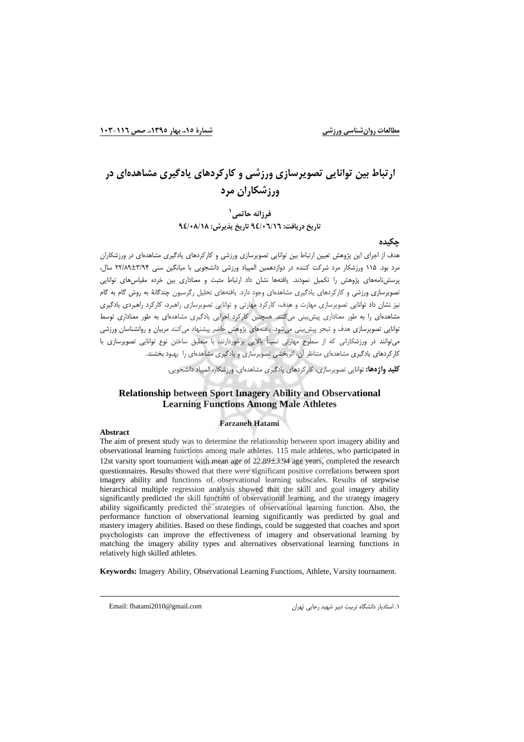# ارتباط بین توانایی تصویرسازی ورزشی و کارکردهای یادگیری مشاهده‌ای در ورزشکاران مرد

**فرزانه حاتمی**[1]

**تاریخ دریافت: ۹۴/۰۶/۱۶ تاریخ پذیرش: ۹۴/۰۸/۱۸**

## چکیده

هدف از اجرای این پژوهش تعیین ارتباط بین توانایی تصویرسازی ورزشی و کارکردهای یادگیری مشاهده‌ای در ورزشکاران مرد بود. ۱۱۵ ورزشکار مرد شرکت کننده در دوازدهمین المپیاد ورزشی دانشجویی با میانگین سنی ۳/۹۴±۲۲/۸۹ سال، پرسش‌نامه‌های پژوهش را تکمیل نمودند. یافته‌ها نشان داد که ارتباط مثبت و معناداری بین خرده مقیاس‌های توانایی تصویرسازی ورزشی و کارکردهای یادگیری مشاهده‌ای وجود دارد. یافته‌های تحلیل رگرسیون چندگانهٔ به روش گام به گام نیز نشان داد توانایی تصویرسازی مهارت و هدف، کارکرد مهارتی و توانایی تصویرسازی راهبرد، کارکرد راهبردی یادگیری مشاهده‌ای را به طور معناداری پیش‌بینی می‌کنند. همچنین کارکرد اجرایی یادگیری مشاهده‌ای به طور معناداری توسط توانایی تصویرسازی هدف و تبحر پیش‌بینی می‌شود. یافته‌های پژوهش حاضر پیشنهاد می‌کنند مربیان و روانشناسان ورزشی می‌توانند در ورزشکارانی که از سطوح مهارتی نسبتاً بالایی برخوردارند، با منطبق ساختن نوع توانایی تصویرسازی با کارکردهای یادگیری مشاهده‌ای متناظر آن، اثربخشی تصویرسازی و یادگیری مشاهده‌ای را بهبود بخشند.

**کلید واژه‌ها:** توانایی تصویرسازی، کارکردهای یادگیری مشاهده‌ای، ورزشکار، المپیاد دانشجویی.

## Relationship between Sport Imagery Ability and Observational Learning Functions Among Male Athletes

**Farzaneh Hatami**

### Abstract

The aim of present study was to determine the relationship between sport imagery ability and observational learning functions among male athletes. 115 male athletes, who participated in 12st varsity sport tournament with mean age of 22.89±3.94 age years, completed the research questionnaires. Results showed that there were significant positive correlations between sport imagery ability and functions of observational learning subscales. Results of stepwise hierarchical multiple regression analysis showed that the skill and goal imagery ability significantly predicted the skill function of observational learning, and the strategy imagery ability significantly predicted the strategies of observational learning function. Also, the performance function of observational learning significantly was predicted by goal and mastery imagery abilities. Based on these findings, could be suggested that coaches and sport psychologists can improve the effectiveness of imagery and observational learning by matching the imagery ability types and alternatives observational learning functions in relatively high skilled athletes.

**Keywords:** Imagery Ability, Observational Learning Functions, Athlete, Varsity tournament.

---

[1] استادیار دانشگاه تربیت دبیر شهید رجایی تهران

Email: fhatami2010@gmail.com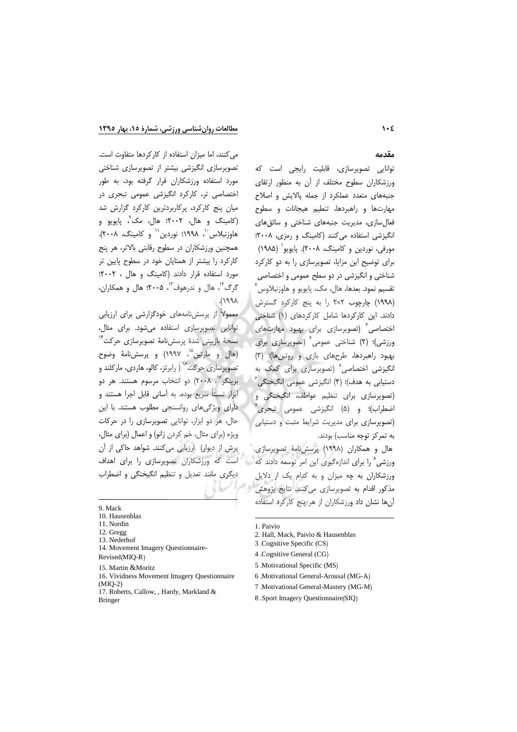## مقدمه

توانایی تصویرسازی، قابلیت رایجی است که ورزشکاران سطوح مختلف از آن به منظور ارتقای جنبه‌های متعدد عملکرد از جمله پالایش و اصلاح مهارت‌ها و راهبردها، تنظیم هیجانات و سطوح فعال‌سازی، مدیریت جنبه‌های شناختی و سائق‌های انگیزشی استفاده می‌کنند (کامینگ و رمزی، ۲۰۰۸؛ مورفی، نوردین و کامینگ، ۲۰۰۸). پایویو[1] (۱۹۸۵) برای توضیح این مزایا، تصویرسازی را به دو کارکرد شناختی و انگیزشی در دو سطح عمومی و اختصاصی تقسیم نمود. بعدها، هال، مک، پایویو و هاوزنبلاوس[2] (۱۹۹۸) چارچوب ۲×۲ را به پنج کارکرد گسترش دادند. این کارکردها شامل کارکردهای (۱) شناختی اختصاصی[3] (تصویرسازی برای بهبود مهارت‌های ورزشی)؛ (۲) شناختی عمومی[4] (تصویرسازی برای بهبود راهبردها، طرح‌های بازی و روتین‌ها)؛ (۳) انگیزشی اختصاصی[5] (تصویرسازی برای کمک به دستیابی به هدف)؛ (۴) انگیزشی عمومی انگیختگی[6] (تصویرسازی برای تنظیم عواطف، انگیختگی و اضطراب)؛ و (۵) انگیزشی عمومی تبحری[7] (تصویرسازی برای مدیریت شرایط مثبت و دستیابی به تمرکز توجه مناسب) بودند.

هال و همکاران (۱۹۹۸) پرسش‌نامهٔ تصویرسازی ورزشی[8] را برای اندازه‌گیری این امر توسعه دادند که ورزشکاران به چه میزان و به کدام یک از دلایل مذکور اقدام به تصویرسازی می‌کنند. نتایج پژوهش آن‌ها نشان داد ورزشکاران از هر پنج کارکرد استفاده می‌کنند، اما میزان استفاده از کارکردها متفاوت است. تصویرسازی انگیزشی بیشتر از تصویرسازی شناختی مورد استفاده ورزشکاران قرار گرفته بود، به طور اختصاصی تر، کارکرد انگیزشی عمومی تبحری در میان پنج کارکرد، پرکاربردترین کارکرد گزارش شد (کامینگ و هال، ۲۰۰۲؛ هال، مک[9]، پایویو و هاوزنبلاس[10]، ۱۹۹۸؛ نوردین[11] و کامینگ، ۲۰۰۸). همچنین ورزشکاران در سطوح رقابتی بالاتر، هر پنج کارکرد را بیشتر از همتایان خود در سطوح پایین تر مورد استفاده قرار دادند (کامینگ و هال ، ۲۰۰۲؛ گرگ[12]، هال و ندرهوف[13]، ۲۰۰۵؛ هال و همکاران، ۱۹۹۸).

معمولاً از پرسش‌نامه‌های خودگزارشی برای ارزیابی توانایی تصویرسازی استفاده می‌شود. برای مثال، نسخهٔ بازبینی شدهٔ پرسش‌نامهٔ تصویرسازی حرکت[14] (هال و مارتین[15]، ۱۹۹۷) و پرسش‌نامهٔ وضوح تصویرسازی حرکت[16] ( رابرتز، کالو، هاردی، مارکلند و برینگر[17]، ۲۰۰۸) دو انتخاب مرسوم هستند. هر دو ابزار نسبتاً سریع بوده، به آسانی قابل اجرا هستند و دارای ویژگی‌های روانسنجی مطلوب هستند. با این حال، هر دو ابزار، توانایی تصویرسازی را در حرکات ویژه (برای مثال، خم کردن زانو) و اعمال (برای مثال، پرش از دیوار) ارزیابی می‌کنند. شواهد حاکی از آن است که ورزشکاران تصویرسازی را برای اهداف دیگری مانند تعدیل و تنظیم انگیختگی و اضطراب

---

1. Paivio
2. Hall, Mack, Paivio & Hausenblas
3. Cognitive Specific (CS)
4. Cognitive General (CG)
5. Motivational Specific (MS)
6. Motivational General-Arousal (MG-A)
7. Motivational General-Mastery (MG-M)
8. Sport Imagery Questionnaire(SIQ)
9. Mack
10. Hausenblas
11. Nordin
12. Gregg
13. Nederhof
14. Movement Imagery Questionnaire-Revised(MIQ-R)
15. Martin &Moritz
16. Vividness Movement Imagery Questionnaire (MIQ-2)
17. Roberts, Callow, , Hardy, Markland & Bringer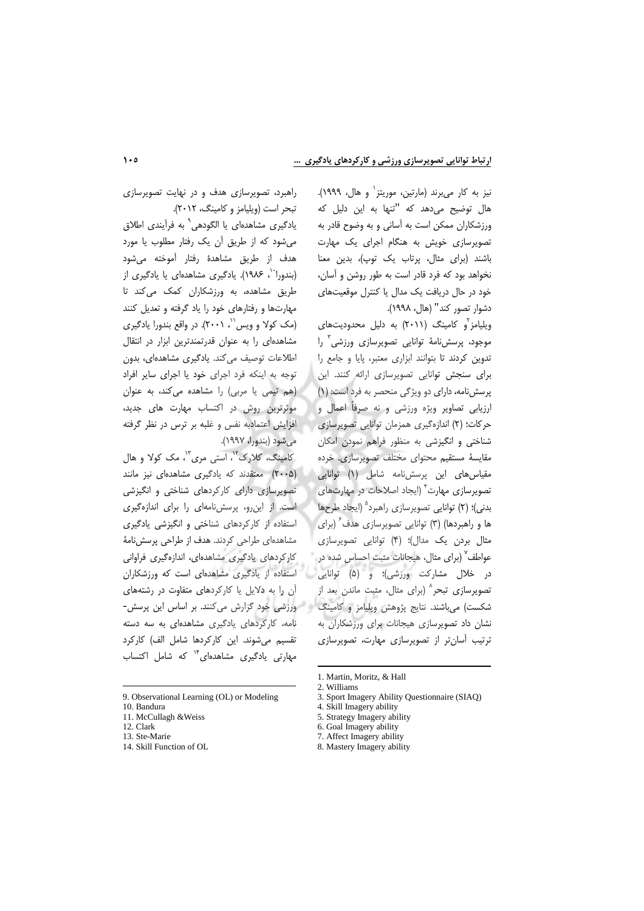نیز به کار می‌برند (مارتین، موریتز[1] و هال، ۱۹۹۹). هال توضیح می‌دهد که "تنها به این دلیل که ورزشکاران ممکن است به آسانی و به وضوح قادر به تصویرسازی خویش به هنگام اجرای یک مهارت باشند (برای مثال، پرتاب یک توپ)، بدین معنا نخواهد بود که فرد قادر است به طور روشن و آسان، خود در حال دریافت یک مدال یا کنترل موقعیت‌های دشوار تصور کند" (هال، ۱۹۹۸).

ویلیامز[2] و کامینگ (۲۰۱۱) به دلیل محدودیت‌های موجود، پرسش‌نامهٔ توانایی تصویرسازی ورزشی[3] را تدوین کردند تا بتوانند ابزاری معتبر، پایا و جامع را برای سنجش توانایی تصویرسازی ارائه کنند. این پرسش‌نامه، دارای دو ویژگی منحصر به فرد است: (۱) ارزیابی تصاویر ویژه ورزشی و نه صرفاً اعمال و حرکات؛ (۲) اندازه‌گیری همزمان توانایی تصویرسازی شناختی و انگیزشی به منظور فراهم نمودن امکان مقایسهٔ مستقیم محتوای مختلف تصویرسازی. خرده مقیاس‌های این پرسش‌نامه شامل (۱) توانایی تصویرسازی مهارت[4] (ایجاد اصلاحات در مهارت‌های بدنی)؛ (۲) توانایی تصویرسازی راهبرد[5] (ایجاد طرح‌ها و راهبردها) (۳) توانایی تصویرسازی هدف[6] (برای مثال بردن یک مدال)؛ (۴) توانایی تصویرسازی عواطف[7] (برای مثال، هیجانات مثبت احساس شده در در خلال مشارکت ورزشی)؛ و (۵) توانایی تصویرسازی تبحر[8] (برای مثال، مثبت ماندن بعد از شکست) می‌باشند. نتایج پژوهش ویلیامز و کامینگ نشان داد تصویرسازی هیجانات برای ورزشکاران به ترتیب آسان‌تر از تصویرسازی مهارت، تصویرسازی راهبرد، تصویرسازی هدف و در نهایت تصویرسازی تبحر است (ویلیامز و کامینگ، ۲۰۱۲).

یادگیری مشاهده‌ای یا الگودهی[9] به فرآیندی اطلاق می‌شود که از طریق آن یک رفتار مطلوب یا مورد هدف از طریق مشاهدهٔ رفتار آموخته می‌شود (بندورا[10]، ۱۹۸۶). یادگیری مشاهده‌ای یا یادگیری از طریق مشاهده، به ورزشکاران کمک می‌کند تا مهارت‌ها و رفتارهای خود را یاد گرفته و تعدیل کنند (مک کولا و ویس[11]، ۲۰۰۱). در واقع بندورا یادگیری مشاهده‌ای را به عنوان قدرتمندترین ابزار در انتقال اطلاعات توصیف می‌کند. یادگیری مشاهده‌ای، بدون توجه به اینکه فرد اجرای خود یا اجرای سایر افراد (هم تیمی یا مربی) را مشاهده می‌کند، به عنوان موثرترین روش در اکتساب مهارت های جدید، افزایش اعتمادبه نفس و غلبه بر ترس در نظر گرفته می‌شود (بندورا، ۱۹۹۷).

کامینگ، کلارک[12]، استی مری[13]، مک کولا و هال (۲۰۰۵) معتقدند که یادگیری مشاهده‌ای نیز مانند تصویرسازی دارای کارکردهای شناختی و انگیزشی است. از این‌رو، پرسش‌نامه‌ای را برای اندازه‌گیری استفاده از کارکردهای شناختی و انگیزشی یادگیری مشاهده‌ای طراحی کردند. هدف از طراحی پرسش‌نامهٔ کارکردهای یادگیری مشاهده‌ای، اندازه‌گیری فراوانی استفاده از یادگیری مشاهده‌ای است که ورزشکاران آن را به دلایل یا کارکردهای متفاوت در رشته‌های ورزشی خود گزارش می‌کنند. بر اساس این پرسش‌نامه، کارکردهای یادگیری مشاهده‌ای به سه دسته تقسیم می‌شوند. این کارکردها شامل الف) کارکرد مهارتی یادگیری مشاهده‌ای[14] که شامل اکتساب

---

1. Martin, Moritz, & Hall
2. Williams
3. Sport Imagery Ability Questionnaire (SIAQ)
4. Skill Imagery ability
5. Strategy Imagery ability
6. Goal Imagery ability
7. Affect Imagery ability
8. Mastery Imagery ability
9. Observational Learning (OL) or Modeling
10. Bandura
11. McCullagh &Weiss
12. Clark
13. Ste-Marie
14. Skill Function of OL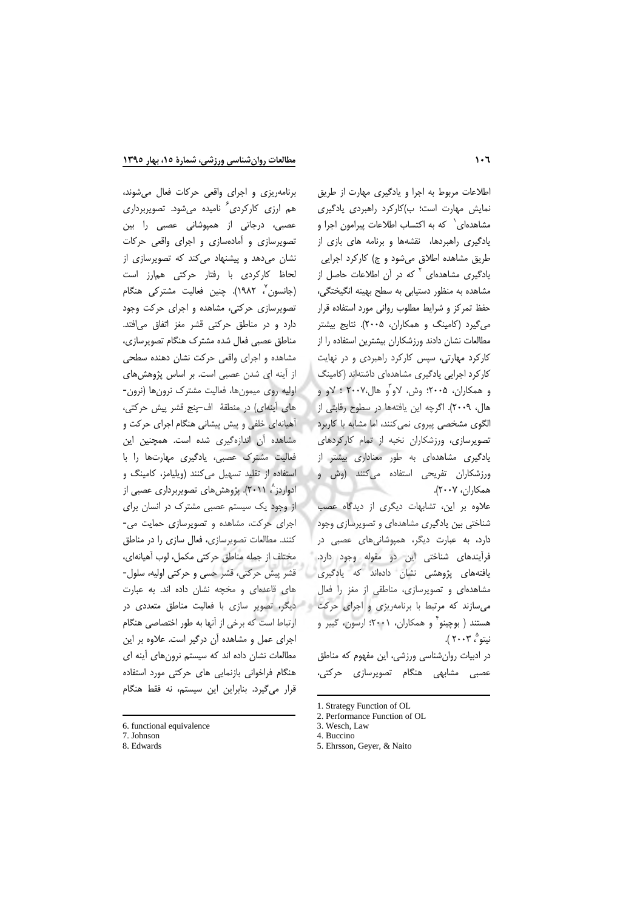اطلاعات مربوط به اجرا و یادگیری مهارت از طریق نمایش مهارت است؛ ب)کارکرد راهبردی یادگیری مشاهده‌ای[1] که به اکتساب اطلاعات پیرامون اجرا و یادگیری راهبردها، نقشه‌ها و برنامه های بازی از طریق مشاهده اطلاق می‌شود و ج) کارکرد اجرایی یادگیری مشاهده‌ای [2] که در آن اطلاعات حاصل از مشاهده به منظور دستیابی به سطح بهینه انگیختگی، حفظ تمرکز و شرایط مطلوب روانی مورد استفاده قرار می‌گیرد (کامینگ و همکاران، ۲۰۰۵). نتایج بیشتر مطالعات نشان دادند ورزشکاران بیشترین استفاده را از کارکرد مهارتی، سپس کارکرد راهبردی و در نهایت کارکرد اجرایی یادگیری مشاهده‌ای داشته‌اند (کامینگ و همکاران، ۲۰۰۵؛ وش، لاو[3]و هال،۲۰۰۷ ؛ لاو و هال، ۲۰۰۹). اگرچه این یافته‌ها در سطوح رقابتی از الگوی مشخصی پیروی نمی‌کنند، اما مشابه با کاربرد تصویرسازی، ورزشکاران نخبه از تمام کارکردهای یادگیری مشاهده‌ای به طور معناداری بیشتر از ورزشکاران تفریحی استفاده می‌کنند (وش و همکاران، ۲۰۰۷).

علاوه بر این، تشابهات دیگری از دیدگاه عصب شناختی بین یادگیری مشاهده‌ای و تصویرسازی وجود دارد، به عبارت دیگر، همپوشانی‌های عصبی در فرآیندهای شناختی این دو مقوله وجود دارد. یافته‌های پژوهشی نشان داده‌اند که یادگیری مشاهده‌ای و تصویرسازی، مناطقی از مغز را فعال می‌سازند که مرتبط با برنامه‌ریزی و اجرای حرکت هستند ( بوچینو[4] و همکاران، ۲۰۰۱؛ ارسون، گییر و نیتو[5]، ۲۰۰۳ ).

در ادبیات روان‌شناسی ورزشی، این مفهوم که مناطق عصبی مشابهی هنگام تصویرسازی حرکتی، برنامه‌ریزی و اجرای واقعی حرکات فعال می‌شوند، هم ارزی کارکردی[6] نامیده می‌شود. تصویربرداری عصبی، درجاتی از همپوشانی عصبی را بین تصویرسازی و آماده‌سازی و اجرای واقعی حرکات نشان می‌دهد و پیشنهاد می‌کند که تصویرسازی از لحاظ کارکردی با رفتار حرکتی هم‌ارز است (جانسون[7]، ۱۹۸۲). چنین فعالیت مشترکی هنگام تصویرسازی حرکتی، مشاهده و اجرای حرکت وجود دارد و در مناطق حرکتی قشر مغز اتفاق می‌افتد. مناطق عصبی فعال شده مشترک هنگام تصویرسازی، مشاهده و اجرای واقعی حرکت نشان دهنده سطحی از آینه ای شدن عصبی است. بر اساس پژوهش‌های اولیه روی میمون‌ها، فعالیت مشترک نرون‌ها (نرون-های آینه‌ای) در منطقهٔ اف-پنج قشر پیش حرکتی، آهیانه‌ای خلفی و پیش پیشانی هنگام اجرای حرکت و مشاهده آن اندازه‌گیری شده است. همچنین این فعالیت مشترک عصبی، یادگیری مهارت‌ها را با استفاده از تقلید تسهیل می‌کنند (ویلیامز، کامینگ و ادواردز[8]، ۲۰۱۱). پژوهش‌های تصویربرداری عصبی از از وجود یک سیستم عصبی مشترک در انسان برای اجرای حرکت، مشاهده و تصویرسازی حمایت می-کنند. مطالعات تصویرسازی، فعال سازی را در مناطق مختلف از جمله مناطق حرکتی مکمل، لوب آهیانه‌ای، قشر پیش حرکتی، قشر حسی و حرکتی اولیه، سلول-های قاعده‌ای و مخچه نشان داده اند. به عبارت دیگر، تصویر سازی با فعالیت مناطق متعددی در ارتباط است که برخی از آنها به طور اختصاصی هنگام اجرای عمل و مشاهده آن درگیر است. علاوه بر این مطالعات نشان داده اند که سیستم نرون‌های آینه ای هنگام فراخوانی بازنمایی های حرکتی مورد استفاده قرار می‌گیرد. بنابراین این سیستم، نه فقط هنگام

---

1. Strategy Function of OL
2. Performance Function of OL
3. Wesch, Law
4. Buccino
5. Ehrsson, Geyer, & Naito
6. functional equivalence
7. Johnson
8. Edwards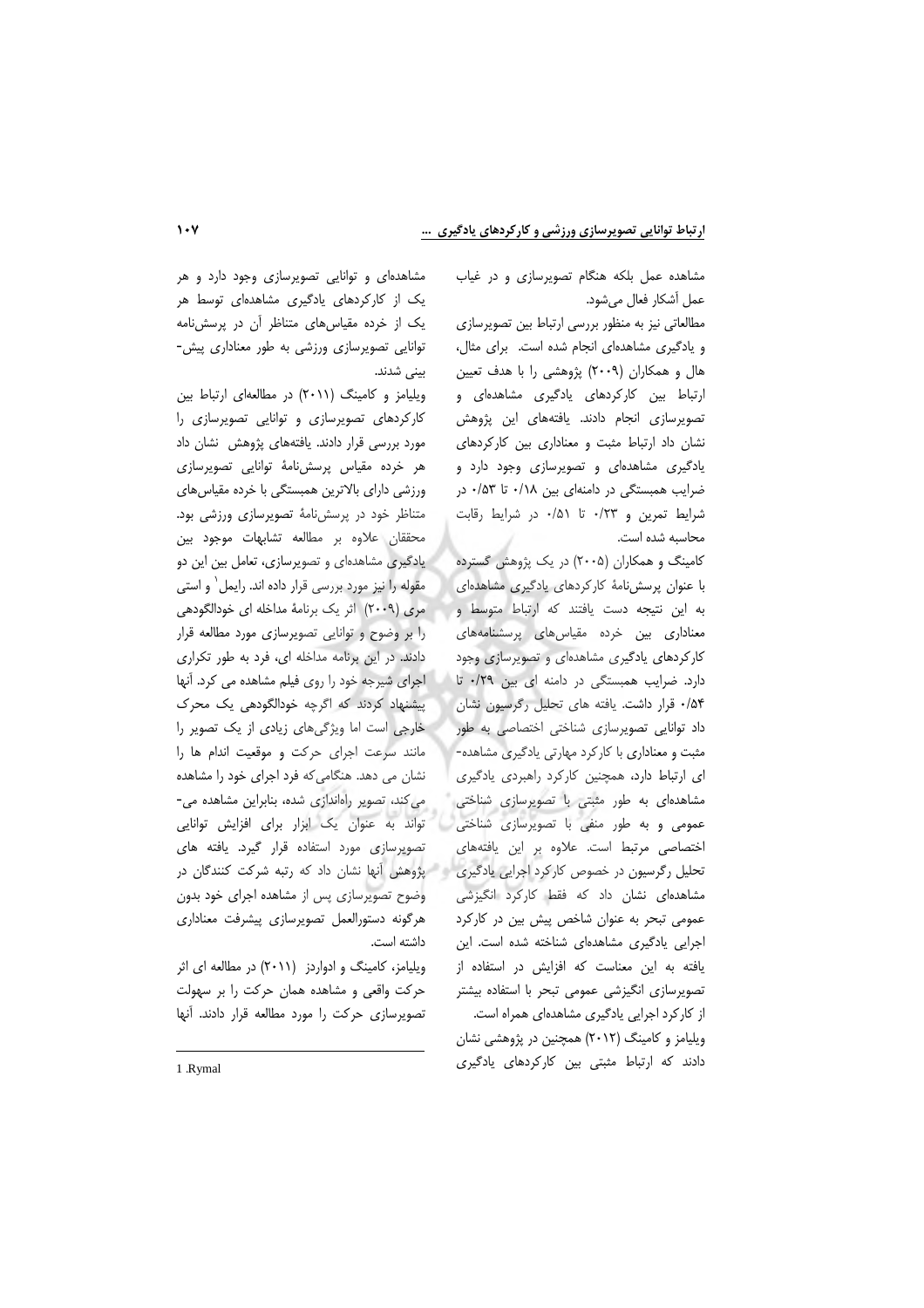مشاهده عمل بلکه هنگام تصویرسازی و در غیاب عمل آشکار فعال می‌شود.

مطالعاتی نیز به منظور بررسی ارتباط بین تصویرسازی و یادگیری مشاهده‌ای انجام شده است. برای مثال، هال و همکاران (۲۰۰۹) پژوهشی را با هدف تعیین ارتباط بین کارکردهای یادگیری مشاهده‌ای و تصویرسازی انجام دادند. یافته‌های این پژوهش نشان داد ارتباط مثبت و معناداری بین کارکردهای یادگیری مشاهده‌ای و تصویرسازی وجود دارد و ضرایب همبستگی در دامنه‌ای بین ۰/۱۸ تا ۰/۵۳ در شرایط تمرین و ۰/۲۳ تا ۰/۵۱ در شرایط رقابت محاسبه شده است.

کامینگ و همکاران (۲۰۰۵) در یک پژوهش گسترده با عنوان پرسش‌نامهٔ کارکردهای یادگیری مشاهده‌ای به این نتیجه دست یافتند که ارتباط متوسط و معناداری بین خرده مقیاس‌های پرسشنامه‌های کارکردهای یادگیری مشاهده‌ای و تصویرسازی وجود دارد. ضرایب همبستگی در دامنه ای بین ۰/۲۹ تا ۰/۵۴ قرار داشت. یافته های تحلیل رگرسیون نشان داد توانایی تصویرسازی شناختی اختصاصی به طور مثبت و معناداری با کارکرد مهارتی یادگیری مشاهده‌ای ارتباط دارد، همچنین کارکرد راهبردی یادگیری مشاهده‌ای به طور مثبتی با تصویرسازی شناختی عمومی و به طور منفی با تصویرسازی شناختی اختصاصی مرتبط است. علاوه بر این یافته‌های تحلیل رگرسیون در خصوص کارکرد اجرایی یادگیری مشاهده‌ای نشان داد که فقط کارکرد انگیزشی عمومی تبحر به عنوان شاخص پیش بین در کارکرد اجرایی یادگیری مشاهده‌ای شناخته شده است. این یافته به این معناست که افزایش در استفاده از تصویرسازی انگیزشی عمومی تبحر با استفاده بیشتر از کارکرد اجرایی یادگیری مشاهده‌ای همراه است.

ویلیامز و کامینگ (۲۰۱۲) همچنین در پژوهشی نشان دادند که ارتباط مثبتی بین کارکردهای یادگیری مشاهده‌ای و توانایی تصویرسازی وجود دارد و هر یک از کارکردهای یادگیری مشاهده‌ای توسط هر یک از خرده مقیاس‌های متناظر آن در پرسش‌نامه توانایی تصویرسازی ورزشی به طور معناداری پیش‌بینی شدند.

ویلیامز و کامینگ (۲۰۱۱) در مطالعه‌ای ارتباط بین کارکردهای تصویرسازی و توانایی تصویرسازی را مورد بررسی قرار دادند. یافته‌های پژوهش نشان داد هر خرده مقیاس پرسش‌نامهٔ توانایی تصویرسازی ورزشی دارای بالاترین همبستگی با خرده مقیاس‌های متناظر خود در پرسش‌نامهٔ تصویرسازی ورزشی بود. محققان علاوه بر مطالعه تشابهات موجود بین یادگیری مشاهده‌ای و تصویرسازی، تعامل بین این دو مقوله را نیز مورد بررسی قرار داده اند. رایمل[1] و استی مری (۲۰۰۹) اثر یک برنامهٔ مداخله ای خودالگودهی را بر وضوح و توانایی تصویرسازی مورد مطالعه قرار دادند. در این برنامه مداخله ای، فرد به طور تکراری اجرای شیرجه خود را روی فیلم مشاهده می کرد. آنها پیشنهاد کردند که اگرچه خودالگودهی یک محرک خارجی است اما ویژگی‌های زیادی از یک تصویر را مانند سرعت اجرای حرکت و موقعیت اندام ها را نشان می دهد. هنگامی‌که فرد اجرای خود را مشاهده می‌کند، تصویر راه‌اندازی شده، بنابراین مشاهده می‌تواند به عنوان یک ابزار برای افزایش توانایی تصویرسازی مورد استفاده قرار گیرد. یافته های پژوهش آنها نشان داد که رتبه شرکت کنندگان در وضوح تصویرسازی پس از مشاهده اجرای خود بدون هرگونه دستورالعمل تصویرسازی پیشرفت معناداری داشته است.

ویلیامز، کامینگ و ادواردز (۲۰۱۱) در مطالعه ای اثر حرکت واقعی و مشاهده همان حرکت را بر سهولت تصویرسازی حرکت را مورد مطالعه قرار دادند. آنها

---

1 .Rymal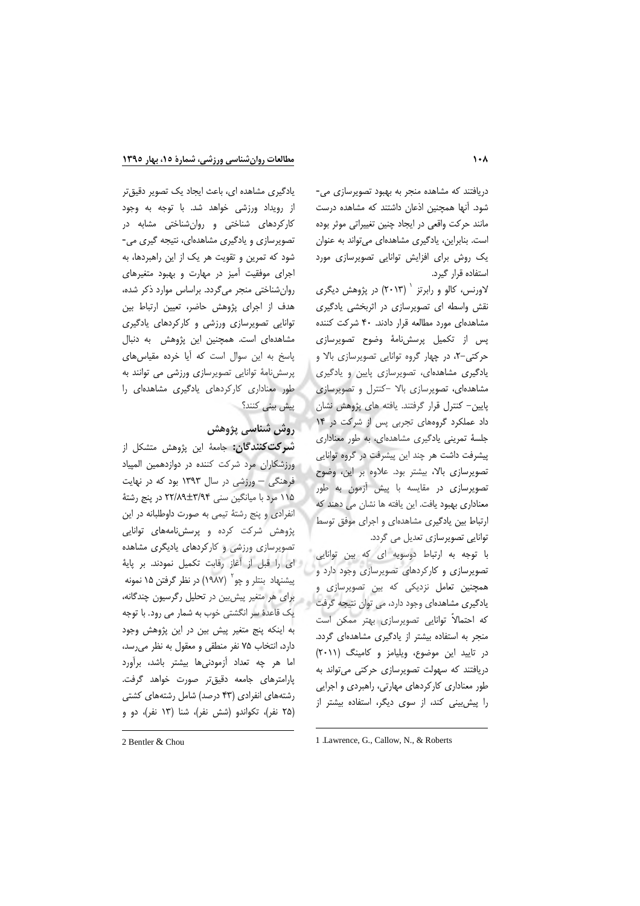دریافتند که مشاهده منجر به بهبود تصویرسازی می‌شود. آنها همچنین اذعان داشتند که مشاهده درست مانند حرکت واقعی در ایجاد چنین تغییراتی موثر بوده است. بنابراین، یادگیری مشاهده‌ای می‌تواند به عنوان یک روش برای افزایش توانایی تصویرسازی مورد استفاده قرار گیرد.

لاورنس، کالو و رابرتز[1] (۲۰۱۳) در پژوهش دیگری نقش واسطه ای تصویرسازی در اثربخشی یادگیری مشاهده‌ای مورد مطالعه قرار دادند. ۴۰ شرکت کننده پس از تکمیل پرسش‌نامهٔ وضوح تصویرسازی حرکتی-۲، در چهار گروه توانایی تصویرسازی بالا و یادگیری مشاهده‌ای، تصویرسازی پایین و یادگیری مشاهده‌ای، تصویرسازی بالا -کنترل و تصویرسازی پایین- کنترل قرار گرفتند. یافته های پژوهش نشان داد عملکرد گروه‌های تجربی پس از شرکت در ۱۴ جلسهٔ تمرینی یادگیری مشاهده‌ای، به طور معناداری پیشرفت داشت هر چند این پیشرفت در گروه توانایی تصویرسازی بالا، بیشتر بود. علاوه بر این، وضوح تصویرسازی در مقایسه با پیش آزمون به طور معناداری بهبود یافت. این یافته ها نشان می دهند که ارتباط بین یادگیری مشاهده‌ای و اجرای موفق توسط توانایی تصویرسازی تعدیل می گردد.

با توجه به ارتباط دوسویه ای که بین توانایی تصویرسازی و کارکردهای تصویرسازی وجود دارد و همچنین تعامل نزدیکی که بین تصویرسازی و یادگیری مشاهده‌ای وجود دارد، می توان نتیجه گرفت که احتمالاً توانایی تصویرسازی بهتر ممکن است منجر به استفاده بیشتر از یادگیری مشاهده‌ای گردد. در تایید این موضوع، ویلیامز و کامینگ (۲۰۱۱) دریافتند که سهولت تصویرسازی حرکتی می‌تواند به طور معناداری کارکردهای مهارتی، راهبردی و اجرایی را پیش‌بینی کند، از سوی دیگر، استفاده بیشتر از یادگیری مشاهده ای، باعث ایجاد یک تصویر دقیق‌تر از رویداد ورزشی خواهد شد. با توجه به وجود کارکردهای شناختی و روان‌شناختی مشابه در تصویرسازی و یادگیری مشاهده‌ای، نتیجه گیری می‌شود که تمرین و تقویت هر یک از این راهبردها، به اجرای موفقیت آمیز در مهارت و بهبود متغیرهای روان‌شناختی منجر می‌گردد. براساس موارد ذکر شده، هدف از اجرای پژوهش حاضر، تعیین ارتباط بین توانایی تصویرسازی ورزشی و کارکردهای یادگیری مشاهده‌ای است. همچنین این پژوهش به دنبال پاسخ به این سوال است که آیا خرده مقیاس‌های پرسش‌نامهٔ توانایی تصویرسازی ورزشی می توانند به طور معناداری کارکردهای یادگیری مشاهده‌ای را پیش بینی کنند؟

## روش شناسی پژوهش

**شرکت‌کنندگان:** جامعهٔ این پژوهش متشکل از ورزشکاران مرد شرکت کننده در دوازدهمین المپیاد فرهنگی – ورزشی در سال ۱۳۹۳ بود که در نهایت ۱۱۵ مرد با میانگین سنی ۳/۹۴±۲۲/۸۹ در پنج رشتهٔ انفرادی و پنج رشتهٔ تیمی به صورت داوطلبانه در این پژوهش شرکت کرده و پرسش‌نامه‌های توانایی تصویرسازی ورزشی و کارکردهای یادیگری مشاهده ای را قبل از آغاز رقابت تکمیل نمودند. بر پایهٔ پیشنهاد بنتلر و چو[2] (۱۹۸۷) در نظر گرفتن ۱۵ نمونه برای هر متغیر پیش‌بین در تحلیل رگرسیون چندگانه، یک قاعدهٔ سر انگشتی خوب به شمار می رود. با توجه به اینکه پنج متغیر پیش بین در این پژوهش وجود دارد، انتخاب ۷۵ نفر منطقی و معقول به نظر می‌رسد، اما هر چه تعداد آزمودنی‌ها بیشتر باشد، برآورد پارامترهای جامعه دقیق‌تر صورت خواهد گرفت. رشته‌های انفرادی (۴۳ درصد) شامل رشته‌های کشتی (۲۵ نفر)، تکواندو (شش نفر)، شنا (۱۳ نفر)، دو و

---

1 .Lawrence, G., Callow, N., & Roberts

2 Bentler & Chou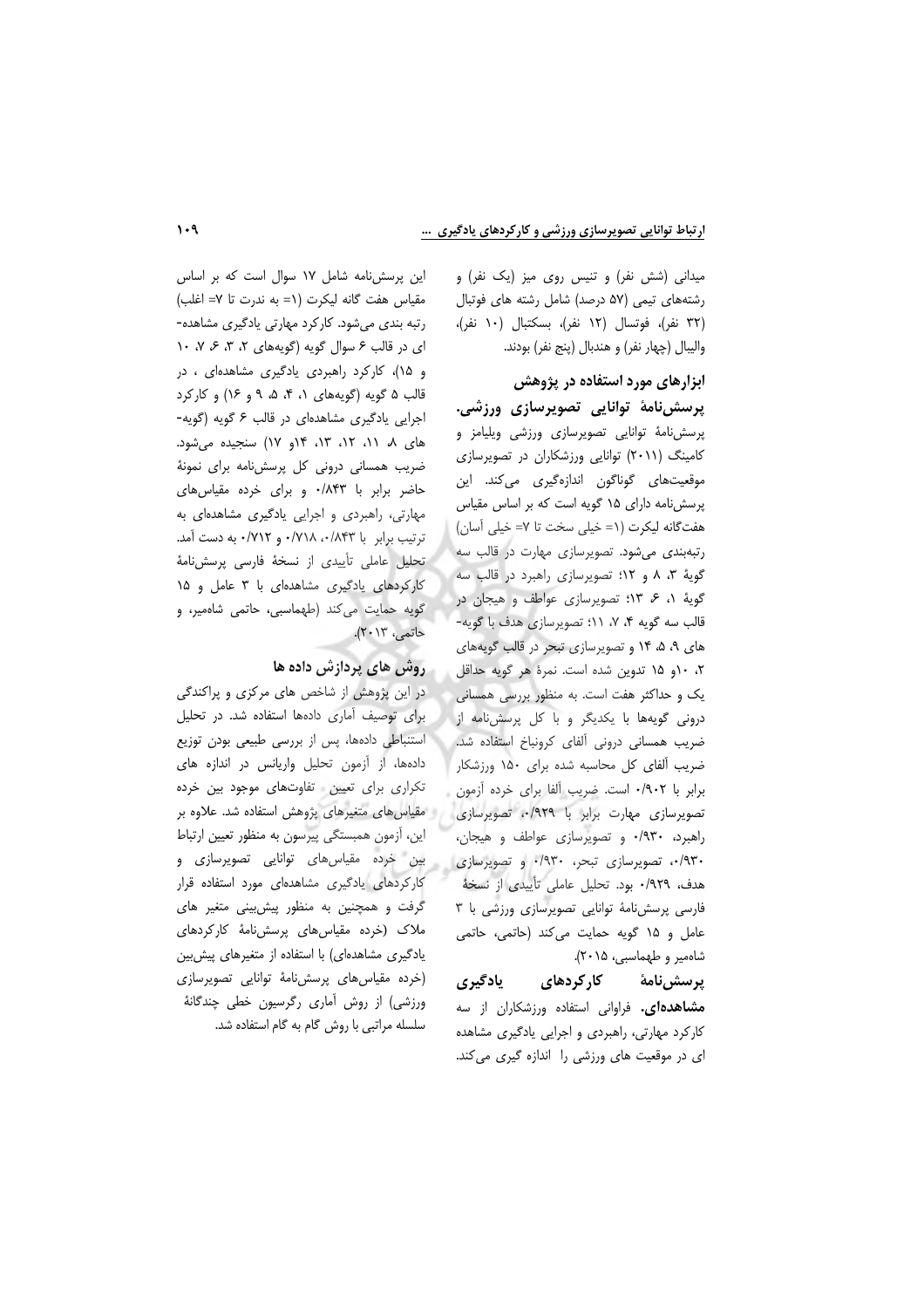میدانی (شش نفر) و تنیس روی میز (یک نفر) و رشته‌های تیمی (۵۷ درصد) شامل رشته های فوتبال (۳۲ نفر)، فوتسال (۱۲ نفر)، بسکتبال (۱۰ نفر)، والیبال (چهار نفر) و هندبال (پنج نفر) بودند.

## ابزارهای مورد استفاده در پژوهش

**پرسش‌نامهٔ توانایی تصویرسازی ورزشی.** پرسش‌نامهٔ توانایی تصویرسازی ورزشی ویلیامز و کامینگ (۲۰۱۱) توانایی ورزشکاران در تصویرسازی موقعیت‌های گوناگون اندازه‌گیری می‌کند. این پرسش‌نامه دارای ۱۵ گویه است که بر اساس مقیاس هفت‌گانه لیکرت (۱= خیلی سخت تا ۷= خیلی آسان) رتبه‌بندی می‌شود. تصویرسازی مهارت در قالب سه گویهٔ ۳، ۸ و ۱۲؛ تصویرسازی راهبرد در قالب سه گویهٔ ۱، ۶، ۱۳؛ تصویرسازی عواطف و هیجان در قالب سه گویه ۴، ۷، ۱۱؛ تصویرسازی هدف با گویه‌های ۹، ۵، ۱۴ و تصویرسازی تبحر در قالب گویه‌های ۲، ۱۰و ۱۵ تدوین شده است. نمرهٔ هر گویه حداقل یک و حداکثر هفت است. به منظور بررسی همسانی درونی گویه‌ها با یکدیگر و با کل پرسش‌نامه از ضریب همسانی درونی آلفای کرونباخ استفاده شد. ضریب آلفای کل محاسبه شده برای ۱۵۰ ورزشکار برابر با ۰/۹۰۲ است. ضریب آلفا برای خرده آزمون تصویرسازی مهارت برابر با ۰/۹۲۹، تصویرسازی راهبرد، ۰/۹۳۰ و تصویرسازی عواطف و هیجان، ۰/۹۳۰، تصویرسازی تبحر، ۰/۹۳۰ و تصویرسازی هدف، ۰/۹۲۹ بود. تحلیل عاملی تأییدی از نسخهٔ فارسی پرسش‌نامهٔ توانایی تصویرسازی ورزشی با ۳ عامل و ۱۵ گویه حمایت می‌کند (حاتمی، حاتمی شاه‌میر و طهماسبی، ۲۰۱۵).

**پرسش‌نامهٔ کارکردهای یادگیری مشاهده‌ای.** فراوانی استفاده ورزشکاران از سه کارکرد مهارتی، راهبردی و اجرایی یادگیری مشاهده ای در موقعیت های ورزشی را اندازه گیری می‌کند. این پرسش‌نامه شامل ۱۷ سوال است که بر اساس مقیاس هفت گانه لیکرت (۱= به ندرت تا ۷= اغلب) رتبه بندی می‌شود. کارکرد مهارتی یادگیری مشاهده‌ای در قالب ۶ سوال گویه (گویه‌های ۲، ۳، ۶، ۷، ۱۰ و ۱۵)، کارکرد راهبردی یادگیری مشاهده‌ای ، در قالب ۵ گویه (گویه‌های ۱، ۴، ۵، ۹ و ۱۶) و کارکرد اجرایی یادگیری مشاهده‌ای در قالب ۶ گویه (گویه‌های ۸، ۱۱، ۱۲، ۱۳، ۱۴و ۱۷) سنجیده می‌شود. ضریب همسانی درونی کل پرسش‌نامه برای نمونهٔ حاضر برابر با ۰/۸۴۳ و برای خرده مقیاس‌های مهارتی، راهبردی و اجرایی یادگیری مشاهده‌ای به ترتیب برابر با ۰/۸۴۳، ۰/۷۱۸ و ۰/۷۱۲ به دست آمد. تحلیل عاملی تأییدی از نسخهٔ فارسی پرسش‌نامهٔ کارکردهای یادگیری مشاهده‌ای با ۳ عامل و ۱۵ گویه حمایت می‌کند (طهماسبی، حاتمی شاه‌میر، و حاتمی، ۲۰۱۳).

## روش های پردازش داده ها

در این پژوهش از شاخص های مرکزی و پراکندگی برای توصیف آماری داده‌ها استفاده شد. در تحلیل استنباطی داده‌ها، پس از بررسی طبیعی بودن توزیع داده‌ها، از آزمون تحلیل واریانس در اندازه های تکراری برای تعیین تفاوت‌های موجود بین خرده مقیاس‌های متغیرهای پژوهش استفاده شد. علاوه بر این، آزمون همبستگی پیرسون به منظور تعیین ارتباط بین خرده مقیاس‌های توانایی تصویرسازی و کارکردهای یادگیری مشاهده‌ای مورد استفاده قرار گرفت و همچنین به منظور پیش‌بینی متغیر های ملاک (خرده مقیاس‌های پرسش‌نامهٔ کارکردهای یادگیری مشاهده‌ای) با استفاده از متغیرهای پیش‌بین (خرده مقیاس‌های پرسش‌نامهٔ توانایی تصویرسازی ورزشی) از روش آماری رگرسیون خطی چندگانهٔ سلسله مراتبی با روش گام به گام استفاده شد.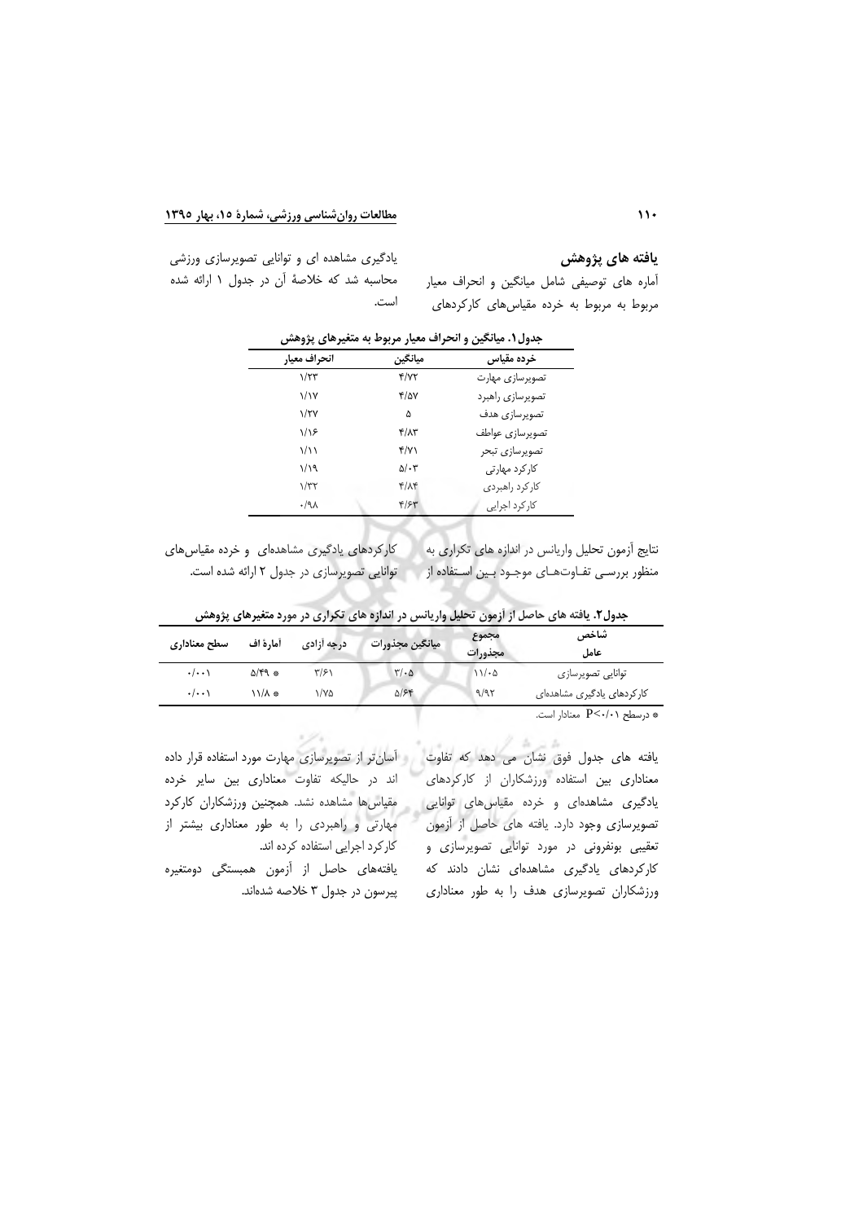## یافته های پژوهش

آماره های توصیفی شامل میانگین و انحراف معیار مربوط به خرده مقیاس‌های کارکردهای یادگیری مشاهده ای و توانایی تصویرسازی ورزشی محاسبه شد که خلاصهٔ آن در جدول ۱ ارائه شده است.

**جدول۱. میانگین و انحراف معیار مربوط به متغیرهای پژوهش**

| خرده مقیاس | میانگین | انحراف معیار |
|---|---|---|
| تصویرسازی مهارت | ۴/۷۲ | ۱/۲۳ |
| تصویرسازی راهبرد | ۴/۵۷ | ۱/۱۷ |
| تصویرسازی هدف | ۵ | ۱/۲۷ |
| تصویرسازی عواطف | ۴/۸۳ | ۱/۱۶ |
| تصویرسازی تبحر | ۴/۷۱ | ۱/۱۱ |
| کارکرد مهارتی | ۵/۰۳ | ۱/۱۹ |
| کارکرد راهبردی | ۴/۸۴ | ۱/۳۲ |
| کارکرد اجرایی | ۴/۶۳ | ۰/۹۸ |

نتایج آزمون تحلیل واریانس در اندازه های تکراری به منظور بررسی تفاوت‌های موجود بین استفاده از کارکردهای یادگیری مشاهده‌ای و خرده مقیاس‌های توانایی تصویرسازی در جدول ۲ ارائه شده است.

**جدول۲. یافته های حاصل از آزمون تحلیل واریانس در اندازه های تکراری در مورد متغیرهای پژوهش**

| شاخص عامل | مجموع مجذورات | میانگین مجذورات | درجه آزادی | آمارهٔ اف | سطح معناداری |
|---|---|---|---|---|---|
| توانایی تصویرسازی | ۱۱/۰۵ | ۳/۰۵ | ۳/۶۱ | ۵/۴۹ * | ۰/۰۰۱ |
| کارکردهای یادگیری مشاهده‌ای | ۹/۹۲ | ۵/۶۴ | ۱/۷۵ | ۱۱/۸ * | ۰/۰۰۱ |

* درسطح $P<0/01$ معنادار است.

یافته های جدول فوق نشان می دهد که تفاوت معناداری بین استفاده ورزشکاران از کارکردهای یادگیری مشاهده‌ای و خرده مقیاس‌های توانایی تصویرسازی وجود دارد. یافته های حاصل از آزمون تعقیبی بونفرونی در مورد توانایی تصویرسازی و کارکردهای یادگیری مشاهده‌ای نشان دادند که ورزشکاران تصویرسازی هدف را به طور معناداری آسان‌تر از تصویرسازی مهارت مورد استفاده قرار داده اند در حالیکه تفاوت معناداری بین سایر خرده مقیاس‌ها مشاهده نشد. همچنین ورزشکاران کارکرد مهارتی و راهبردی را به طور معناداری بیشتر از کارکرد اجرایی استفاده کرده اند.

یافته‌های حاصل از آزمون همبستگی دومتغیره پیرسون در جدول ۳ خلاصه شده‌اند.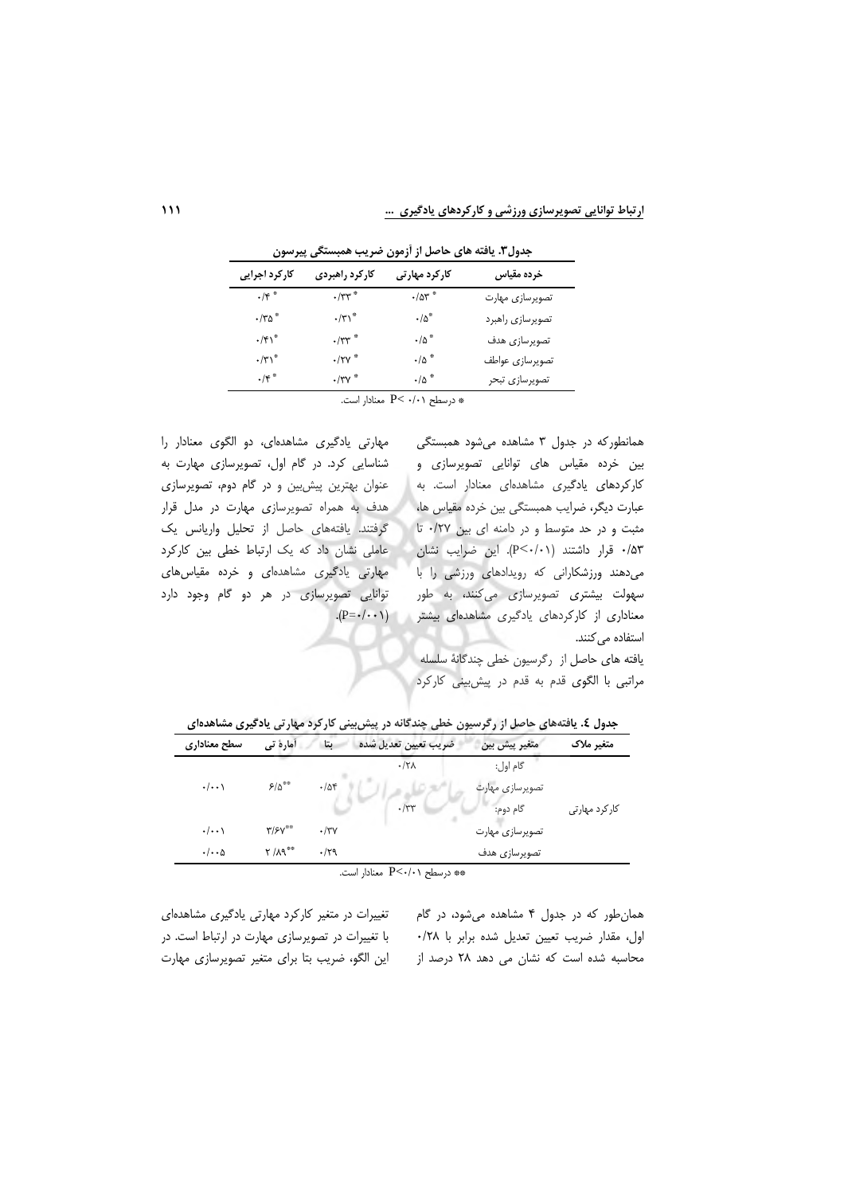**جدول۳. یافته های حاصل از آزمون ضریب همبستگی پیرسون**

| خرده مقیاس | کارکرد مهارتی | کارکرد راهبردی | کارکرد اجرایی |
|---|---|---|---|
| تصویرسازی مهارت | ۰/۵۳ * | ۰/۳۳ * | ۰/۴ * |
| تصویرسازی راهبرد | ۰/۵ * | ۰/۳۱ * | ۰/۳۵ * |
| تصویرسازی هدف | ۰/۵ * | ۰/۳۳ * | ۰/۴۱ * |
| تصویرسازی عواطف | ۰/۵ * | ۰/۲۷ * | ۰/۳۱ * |
| تصویرسازی تبحر | ۰/۵ * | ۰/۳۷ * | ۰/۴ * |

* درسطح $P<0/01$ معنادار است.

همانطورکه در جدول ۳ مشاهده می‌شود همبستگی بین خرده مقیاس های توانایی تصویرسازی و کارکردهای یادگیری مشاهده‌ای معنادار است. به عبارت دیگر، ضرایب همبستگی بین خرده مقیاس ها، مثبت و در حد متوسط و در دامنه ای بین ۰/۲۷ تا ۰/۵۳ قرار داشتند ($P<0/01$). این ضرایب نشان می‌دهند ورزشکارانی که رویدادهای ورزشی را با سهولت بیشتری تصویرسازی می‌کنند، به طور معناداری از کارکردهای یادگیری مشاهده‌ای بیشتر استفاده می‌کنند.

یافته های حاصل از رگرسیون خطی چندگانهٔ سلسله مراتبی با الگوی قدم به قدم در پیش‌بینی کارکرد مهارتی یادگیری مشاهده‌ای، دو الگوی معنادار را شناسایی کرد. در گام اول، تصویرسازی مهارت به عنوان بهترین پیش‌بین و در گام دوم، تصویرسازی هدف به همراه تصویرسازی مهارت در مدل قرار گرفتند. یافته‌های حاصل از تحلیل واریانس یک عاملی نشان داد که یک ارتباط خطی بین کارکرد مهارتی یادگیری مشاهده‌ای و خرده مقیاس‌های توانایی تصویرسازی در هر دو گام وجود دارد ($P=0/001$).

**جدول ٤. یافته‌های حاصل از رگرسیون خطی چندگانه در پیش‌بینی کارکرد مهارتی یادگیری مشاهده‌ای**

| متغیر ملاک | متغیر پیش بین | ضریب تعیین تعدیل شده | بتا | آمارهٔ تی | سطح معناداری |
|---|---|---|---|---|---|
| کارکرد مهارتی | گام اول: | ۰/۲۸ | | | |
| | تصویرسازی مهارت | | ۰/۵۴ | ۶/۵ ** | ۰/۰۰۱ |
| | گام دوم: | ۰/۳۳ | | | |
| | تصویرسازی مهارت | | ۰/۳۷ | ۳/۶۷ ** | ۰/۰۰۱ |
| | تصویرسازی هدف | | ۰/۲۹ | ۲/۸۹ ** | ۰/۰۰۵ |

** درسطح $P<0/01$ معنادار است.

همان‌طور که در جدول ۴ مشاهده می‌شود، در گام اول، مقدار ضریب تعیین تعدیل شده برابر با ۰/۲۸ محاسبه شده است که نشان می دهد ۲۸ درصد از تغییرات در متغیر کارکرد مهارتی یادگیری مشاهده‌ای با تغییرات در تصویرسازی مهارت در ارتباط است. در این الگو، ضریب بتا برای متغیر تصویرسازی مهارت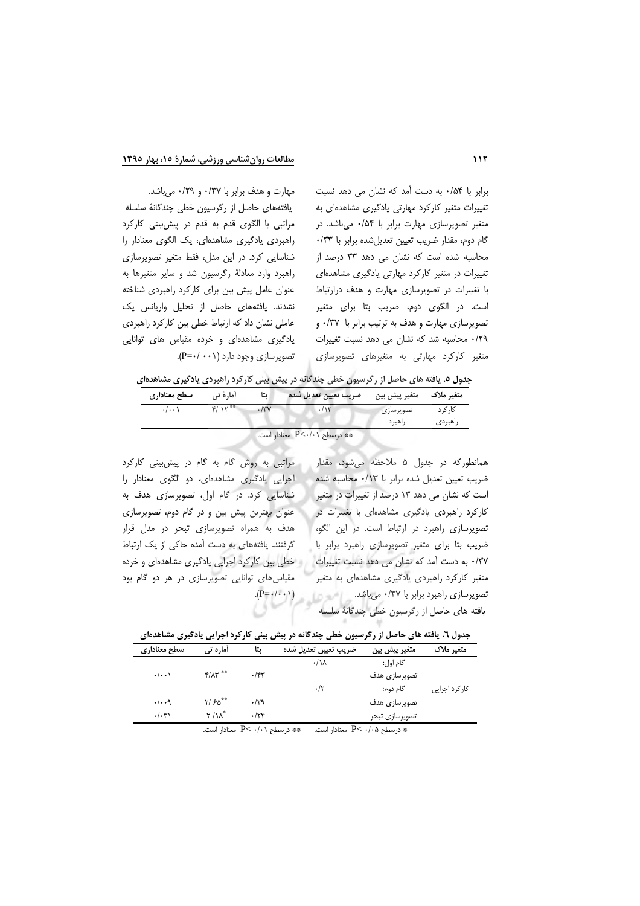برابر با ۰/۵۴ به دست آمد که نشان می دهد نسبت تغییرات متغیر کارکرد مهارتی یادگیری مشاهده‌ای به متغیر تصویرسازی مهارت برابر با ۰/۵۴ می‌باشد. در گام دوم، مقدار ضریب تعیین تعدیل‌شده برابر با ۰/۳۳ محاسبه شده است که نشان می دهد ۳۳ درصد از تغییرات در متغیر کارکرد مهارتی یادگیری مشاهده‌ای با تغییرات در تصویرسازی مهارت و هدف درارتباط است. در الگوی دوم، ضریب بتا برای متغیر تصویرسازی مهارت و هدف به ترتیب برابر با ۰/۳۷ و ۰/۲۹ محاسبه شد که نشان می دهد نسبت تغییرات متغیر کارکرد مهارتی به متغیرهای تصویرسازی مهارت و هدف برابر با ۰/۳۷ و ۰/۲۹ می‌باشد.

یافته‌های حاصل از رگرسیون خطی چندگانهٔ سلسله مراتبی با الگوی قدم به قدم در پیش‌بینی کارکرد راهبردی یادگیری مشاهده‌ای، یک الگوی معنادار را شناسایی کرد. در این مدل، فقط متغیر تصویرسازی راهبرد وارد معادلهٔ رگرسیون شد و سایر متغیرها به عنوان عامل پیش بین برای کارکرد راهبردی شناخته نشدند. یافته‌های حاصل از تحلیل واریانس یک عاملی نشان داد که ارتباط خطی بین کارکرد راهبردی یادگیری مشاهده‌ای و خرده مقیاس های توانایی تصویرسازی وجود دارد ($P=0/001$).

**جدول ۵. یافته های حاصل از رگرسیون خطی چندگانه در پیش بینی کارکرد راهبردی یادگیری مشاهده‌ای**

| متغیر ملاک | متغیر پیش بین | ضریب تعیین تعدیل شده | بتا | آمارهٔ تی | سطح معناداری |
|---|---|---|---|---|---|
| کارکرد راهبردی | تصویرسازی راهبرد | ۰/۱۳ | ۰/۳۷ | ۴/۱۲** | ۰/۰۰۱ |

** درسطح $P<0/01$ معنادار است.

همانطورکه در جدول ۵ ملاحظه می‌شود، مقدار ضریب تعیین تعدیل شده برابر با ۰/۱۳ محاسبه شده است که نشان می دهد ۱۳ درصد از تغییرات در متغیر کارکرد راهبردی یادگیری مشاهده‌ای با تغییرات در تصویرسازی راهبرد در ارتباط است. در این الگو، ضریب بتا برای متغیر تصویرسازی راهبرد برابر با ۰/۳۷ به دست آمد که نشان می دهد نسبت تغییرات متغیر کارکرد راهبردی یادگیری مشاهده‌ای به متغیر تصویرسازی راهبرد برابر با ۰/۳۷ می‌باشد.

یافته های حاصل از رگرسیون خطی چندگانهٔ سلسله مراتبی به روش گام به گام در پیش‌بینی کارکرد اجرایی یادگیری مشاهده‌ای، دو الگوی معنادار را شناسایی کرد. در گام اول، تصویرسازی هدف به عنوان بهترین پیش بین و در گام دوم، تصویرسازی هدف به همراه تصویرسازی تبحر در مدل قرار گرفتند. یافته‌های به دست آمده حاکی از یک ارتباط خطی بین کارکرد اجرایی یادگیری مشاهده‌ای و خرده مقیاس‌های توانایی تصویرسازی در هر دو گام بود ($P=0/001$).

**جدول ٦. یافته های حاصل از رگرسیون خطی چندگانه در پیش بینی کارکرد اجرایی یادگیری مشاهده‌ای**

| متغیر ملاک | متغیر پیش بین | ضریب تعیین تعدیل شده | بتا | آماره تی | سطح معناداری |
|---|---|---|---|---|---|
| کارکرد اجرایی | گام اول: | ۰/۱۸ | | | |
| | تصویرسازی هدف | | ۰/۴۳ | ۴/۸۳** | ۰/۰۰۱ |
| | گام دوم: | ۰/۲ | | | |
| | تصویرسازی هدف | | ۰/۲۹ | ۲/۶۵** | ۰/۰۰۹ |
| | تصویرسازی تبحر | | ۰/۲۴ | ۲/۱۸* | ۰/۰۳۱ |

* درسطح $P<0/05$ معنادار است. ** درسطح $P<0/01$ معنادار است.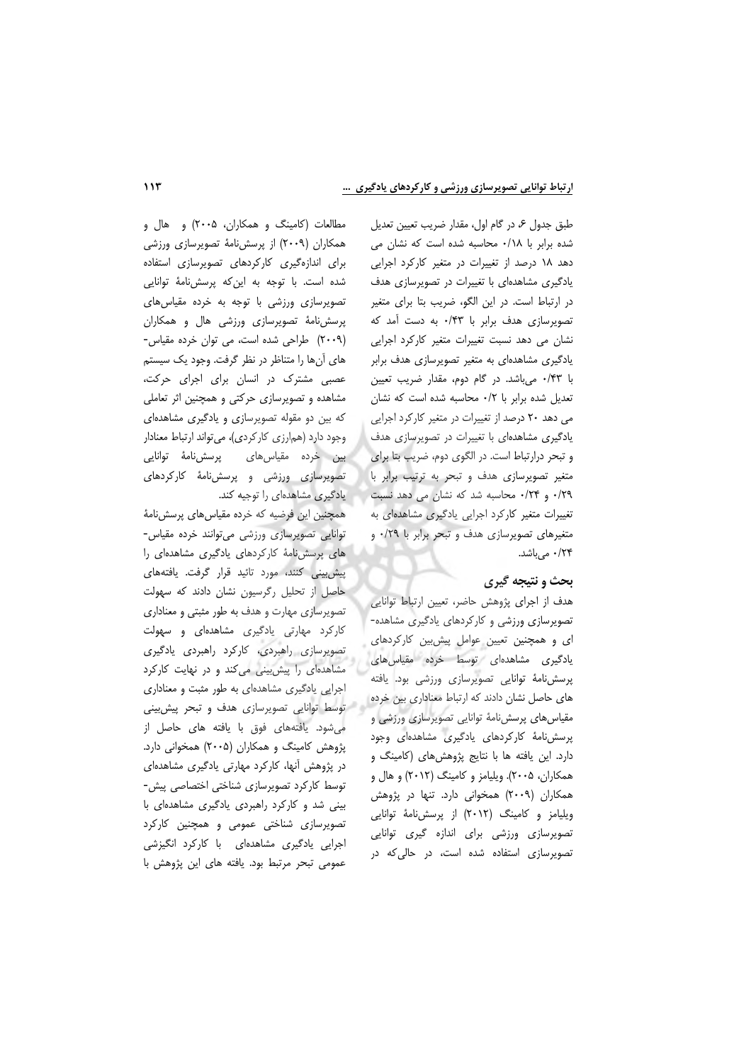طبق جدول ۶، در گام اول، مقدار ضریب تعیین تعدیل شده برابر با ۰/۱۸ محاسبه شده است که نشان می دهد ۱۸ درصد از تغییرات در متغیر کارکرد اجرایی یادگیری مشاهده‌ای با تغییرات در تصویرسازی هدف در ارتباط است. در این الگو، ضریب بتا برای متغیر تصویرسازی هدف برابر با ۰/۴۳ به دست آمد که نشان می دهد نسبت تغییرات متغیر کارکرد اجرایی یادگیری مشاهده‌ای به متغیر تصویرسازی هدف برابر با ۰/۴۳ می‌باشد. در گام دوم، مقدار ضریب تعیین تعدیل شده برابر با ۰/۲ محاسبه شده است که نشان می دهد ۲۰ درصد از تغییرات در متغیر کارکرد اجرایی یادگیری مشاهده‌ای با تغییرات در تصویرسازی هدف و تبحر درارتباط است. در الگوی دوم، ضریب بتا برای متغیر تصویرسازی هدف و تبحر به ترتیب برابر با ۰/۲۹ و ۰/۲۴ محاسبه شد که نشان می دهد نسبت تغییرات متغیر کارکرد اجرایی یادگیری مشاهده‌ای به متغیرهای تصویرسازی هدف و تبحر برابر با ۰/۲۹ و ۰/۲۴ می‌باشد.

## بحث و نتیجه گیری

هدف از اجرای پژوهش حاضر، تعیین ارتباط توانایی تصویرسازی ورزشی و کارکردهای یادگیری مشاهده‌ای و همچنین تعیین عوامل پیش‌بین کارکردهای یادگیری مشاهده‌ای توسط خرده مقیاس‌های پرسش‌نامهٔ توانایی تصویرسازی ورزشی بود. یافته های حاصل نشان دادند که ارتباط معناداری بین خرده مقیاس‌های پرسش‌نامهٔ توانایی تصویرسازی ورزشی و پرسش‌نامهٔ کارکردهای یادگیری مشاهده‌ای وجود دارد. این یافته ها با نتایج پژوهش‌های (کامینگ و همکاران، ۲۰۰۵). ویلیامز و کامینگ (۲۰۱۲) و هال و همکاران (۲۰۰۹) همخوانی دارد. تنها در پژوهش ویلیامز و کامینگ (۲۰۱۲) از پرسش‌نامهٔ توانایی تصویرسازی ورزشی برای اندازه گیری توانایی تصویرسازی استفاده شده است، در حالی‌که در مطالعات (کامینگ و همکاران، ۲۰۰۵) و هال و همکاران (۲۰۰۹) از پرسش‌نامهٔ تصویرسازی ورزشی برای اندازه‌گیری کارکردهای تصویرسازی استفاده شده است. با توجه به این‌که پرسش‌نامهٔ توانایی تصویرسازی ورزشی با توجه به خرده مقیاس‌های پرسش‌نامهٔ تصویرسازی ورزشی هال و همکاران (۲۰۰۹) طراحی شده است، می توان خرده مقیاس‌های آن‌ها را متناظر در نظر گرفت. وجود یک سیستم عصبی مشترک در انسان برای اجرای حرکت، مشاهده و تصویرسازی حرکتی و همچنین اثر تعاملی که بین دو مقوله تصویرسازی و یادگیری مشاهده‌ای وجود دارد (هم‌ارزی کارکردی)، می‌تواند ارتباط معنادار بین خرده مقیاس‌های پرسش‌نامهٔ توانایی تصویرسازی ورزشی و پرسش‌نامهٔ کارکردهای یادگیری مشاهده‌ای را توجیه کند.

همچنین این فرضیه که خرده مقیاس‌های پرسش‌نامهٔ توانایی تصویرسازی ورزشی می‌توانند خرده مقیاس‌های پرسش‌نامهٔ کارکردهای یادگیری مشاهده‌ای را پیش‌بینی کنند، مورد تائید قرار گرفت. یافته‌های حاصل از تحلیل رگرسیون نشان دادند که سهولت تصویرسازی مهارت و هدف به طور مثبتی و معناداری کارکرد مهارتی یادگیری مشاهده‌ای و سهولت تصویرسازی راهبردی، کارکرد راهبردی یادگیری مشاهده‌ای را پیش‌بینی می‌کند و در نهایت کارکرد اجرایی یادگیری مشاهده‌ای به طور مثبت و معناداری توسط توانایی تصویرسازی هدف و تبحر پیش‌بینی می‌شود. یافته‌های فوق با یافته های حاصل از پژوهش کامینگ و همکاران (۲۰۰۵) همخوانی دارد. در پژوهش آنها، کارکرد مهارتی یادگیری مشاهده‌ای توسط کارکرد تصویرسازی شناختی اختصاصی پیش‌بینی شد و کارکرد راهبردی یادگیری مشاهده‌ای با تصویرسازی شناختی عمومی و همچنین کارکرد اجرایی یادگیری مشاهده‌ای با کارکرد انگیزشی عمومی تبحر مرتبط بود. یافته های این پژوهش با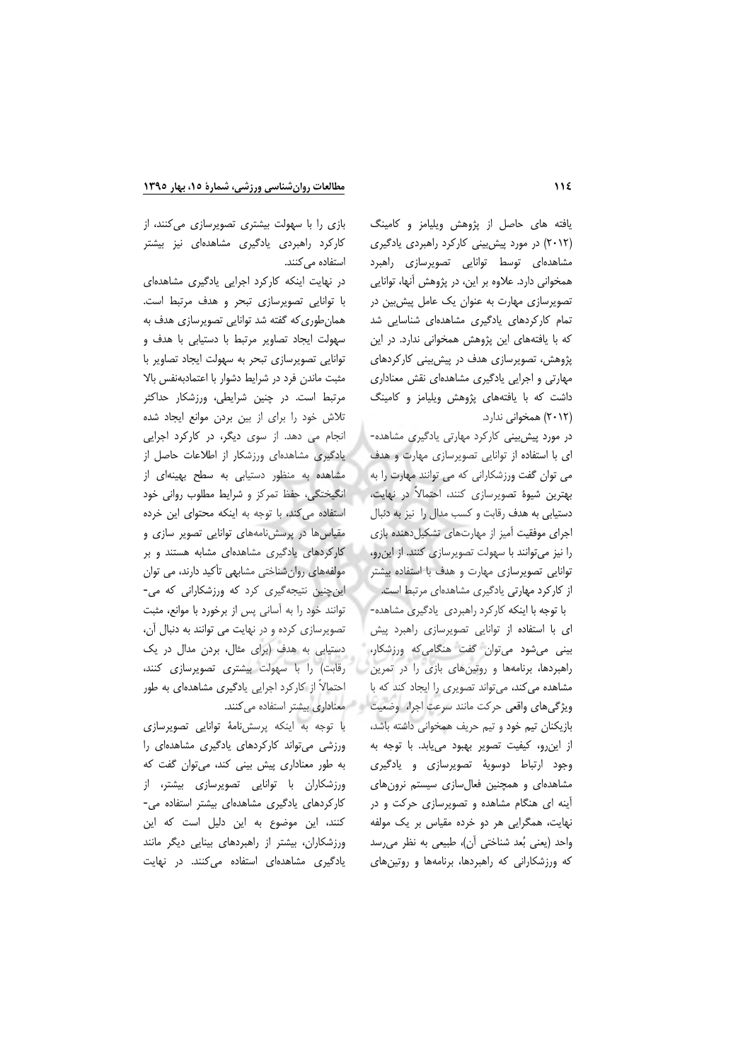یافته های حاصل از پژوهش ویلیامز و کامینگ (۲۰۱۲) در مورد پیش‌بینی کارکرد راهبردی یادگیری مشاهده‌ای توسط توانایی تصویرسازی راهبرد همخوانی دارد. علاوه بر این، در پژوهش آنها، توانایی تصویرسازی مهارت به عنوان یک عامل پیش‌بین در تمام کارکردهای یادگیری مشاهده‌ای شناسایی شد که با یافته‌های این پژوهش همخوانی ندارد. در این پژوهش، تصویرسازی هدف در پیش‌بینی کارکردهای مهارتی و اجرایی یادگیری مشاهده‌ای نقش معناداری داشت که با یافته‌های پژوهش ویلیامز و کامینگ (۲۰۱۲) همخوانی ندارد.

در مورد پیش‌بینی کارکرد مهارتی یادگیری مشاهده‌ای با استفاده از توانایی تصویرسازی مهارت و هدف می توان گفت ورزشکارانی که می توانند مهارت را به بهترین شیوهٔ تصویرسازی کنند، احتمالاً در نهایت، دستیابی به هدف رقابت و کسب مدال را نیز به دنبال اجرای موفقیت آمیز از مهارت‌های تشکیل‌دهنده بازی را نیز می‌توانند با سهولت تصویرسازی کنند. از این‌رو، توانایی تصویرسازی مهارت و هدف با استفاده بیشتر از کارکرد مهارتی یادگیری مشاهده‌ای مرتبط است.

با توجه با اینکه کارکرد راهبردی یادگیری مشاهده‌ای با استفاده از توانایی تصویرسازی راهبرد پیش بینی می‌شود می‌توان گفت هنگامی‌که ورزشکار، راهبردها، برنامه‌ها و روتین‌های بازی را در تمرین مشاهده می‌کند، می‌تواند تصویری را ایجاد کند که با ویژگی‌های واقعی حرکت مانند سرعت اجرا، وضعیت بازیکنان تیم خود و تیم حریف همخوانی داشته باشد، از این‌رو، کیفیت تصویر بهبود می‌یابد. با توجه به وجود ارتباط دوسویهٔ تصویرسازی و یادگیری مشاهده‌ای و همچنین فعال‌سازی سیستم نرون‌های آینه ای هنگام مشاهده و تصویرسازی حرکت و در نهایت، همگرایی هر دو خرده مقیاس بر یک مولفه واحد (یعنی بُعد شناختی آن)، طبیعی به نظر می‌رسد که ورزشکارانی که راهبردها، برنامه‌ها و روتین‌های بازی را با سهولت بیشتری تصویرسازی می‌کنند، از کارکرد راهبردی یادگیری مشاهده‌ای نیز بیشتر استفاده می‌کنند.

در نهایت اینکه کارکرد اجرایی یادگیری مشاهده‌ای با توانایی تصویرسازی تبحر و هدف مرتبط است. همان‌طوری‌که گفته شد توانایی تصویرسازی هدف به سهولت ایجاد تصاویر مرتبط با دستیابی با هدف و توانایی تصویرسازی تبحر به سهولت ایجاد تصاویر با مثبت ماندن فرد در شرایط دشوار با اعتمادبه‌نفس بالا مرتبط است. در چنین شرایطی، ورزشکار حداکثر تلاش خود را برای از بین بردن موانع ایجاد شده انجام می دهد. از سوی دیگر، در کارکرد اجرایی یادگیری مشاهده‌ای ورزشکار از اطلاعات حاصل از مشاهده به منظور دستیابی به سطح بهینه‌ای از انگیختگی، حفظ تمرکز و شرایط مطلوب روانی خود استفاده می‌کند، با توجه به اینکه محتوای این خرده مقیاس‌ها در پرسش‌نامه‌های توانایی تصویر سازی و کارکردهای یادگیری مشاهده‌ای مشابه هستند و بر مولفه‌های روان‌شناختی مشابهی تأکید دارند، می توان این‌چنین نتیجه‌گیری کرد که ورزشکارانی که می‌توانند خود را به آسانی پس از برخورد با موانع، مثبت تصویرسازی کرده و در نهایت می توانند به دنبال آن، دستیابی به هدف (برای مثال، بردن مدال در یک رقابت) را با سهولت بیشتری تصویرسازی کنند، احتمالاً از کارکرد اجرایی یادگیری مشاهده‌ای به طور معناداری بیشتر استفاده می‌کنند.

با توجه به اینکه پرسش‌نامهٔ توانایی تصویرسازی ورزشی می‌تواند کارکردهای یادگیری مشاهده‌ای را به طور معناداری پیش بینی کند، می‌توان گفت که ورزشکاران با توانایی تصویرسازی بیشتر، از کارکردهای یادگیری مشاهده‌ای بیشتر استفاده می‌کنند، این موضوع به این دلیل است که این ورزشکاران، بیشتر از راهبردهای بینایی دیگر مانند یادگیری مشاهده‌ای استفاده می‌کنند. در نهایت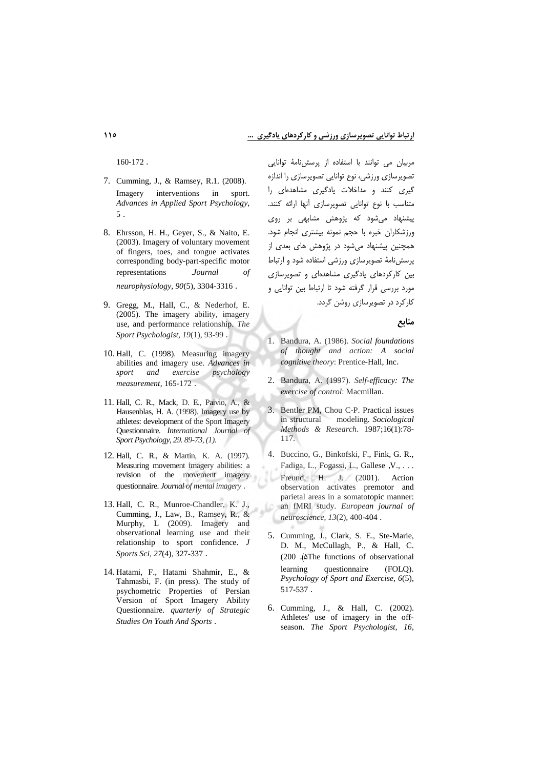مربیان می توانند با استفاده از پرسش‌نامهٔ توانایی تصویرسازی ورزشی، نوع توانایی تصویرسازی را اندازه گیری کنند و مداخلات یادگیری مشاهده‌ای را متناسب با نوع توانایی تصویرسازی آنها ارائه کنند. پیشنهاد می‌شود که پژوهش مشابهی بر روی ورزشکاران خبره با حجم نمونه بیشتری انجام شود. همچنین پیشنهاد می‌شود در پژوهش های بعدی از پرسش‌نامهٔ تصویرسازی ورزشی استفاده شود و ارتباط بین کارکردهای یادگیری مشاهده‌ای و تصویرسازی مورد بررسی قرار گرفته شود تا ارتباط بین توانایی و کارکرد در تصویرسازی روشن گردد.

## منابع

1. Bandura, A. (1986). *Social foundations of thought and action: A social cognitive theory*: Prentice-Hall, Inc.
2. Bandura, A. (1997). *Self-efficacy: The exercise of control*: Macmillan.
3. Bentler PM, Chou C-P. Practical issues in structural modeling. *Sociological Methods & Research*. 1987;16(1):78-117.
4. Buccino, G., Binkofski, F., Fink, G. R., Fadiga, L., Fogassi, L., Gallese ,V., . . . Freund, H. J. (2001). Action observation activates premotor and parietal areas in a somatotopic manner: an fMRI study. *European journal of neuroscience*, *13*(2), 400-404 .
5. Cumming, J., Clark, S. E., Ste-Marie, D. M., McCullagh, P., & Hall, C. (200۵). The functions of observational learning questionnaire (FOLQ). *Psychology of Sport and Exercise, 6*(5), 517-537 .
6. Cumming, J., & Hall, C. (2002). Athletes' use of imagery in the off-season. *The Sport Psychologist, 16*, 160-172 .
7. Cumming, J., & Ramsey, R.1. (2008). Imagery interventions in sport. *Advances in Applied Sport Psychology*, 5 .
8. Ehrsson, H. H., Geyer, S., & Naito, E. (2003). Imagery of voluntary movement of fingers, toes, and tongue activates corresponding body-part-specific motor representations .*Journal of neurophysiology*, *90*(5), 3304-3316 .
9. Gregg, M., Hall, C., & Nederhof, E. (2005). The imagery ability, imagery use, and performance relationship. *The Sport Psychologist, 19*(1), 93-99 .
10. Hall, C. (1998). Measuring imagery abilities and imagery use. *Advances in sport and exercise psychology measurement*, 165-172 .
11. Hall, C. R., Mack, D. E., Paivio, A., & Hausenblas, H. A. (1998). Imagery use by athletes: development of the Sport Imagery Questionnaire. *International Journal of Sport Psychology, 29. 89-73, (1).*
12. Hall, C. R., & Martin, K. A. (1997). Measuring movement imagery abilities: a revision of the movement imagery questionnaire. *Journal of mental imagery* .
13. Hall, C. R., Munroe-Chandler, K. J., Cumming, J., Law, B., Ramsey, R., & Murphy, L (2009). Imagery and observational learning use and their relationship to sport confidence. *J Sports Sci, 27*(4), 327-337 .
14. Hatami, F., Hatami Shahmir, E., & Tahmasbi, F. (in press). The study of psychometric Properties of Persian Version of Sport Imagery Ability Questionnaire. *quarterly of Strategic Studies On Youth And Sports* .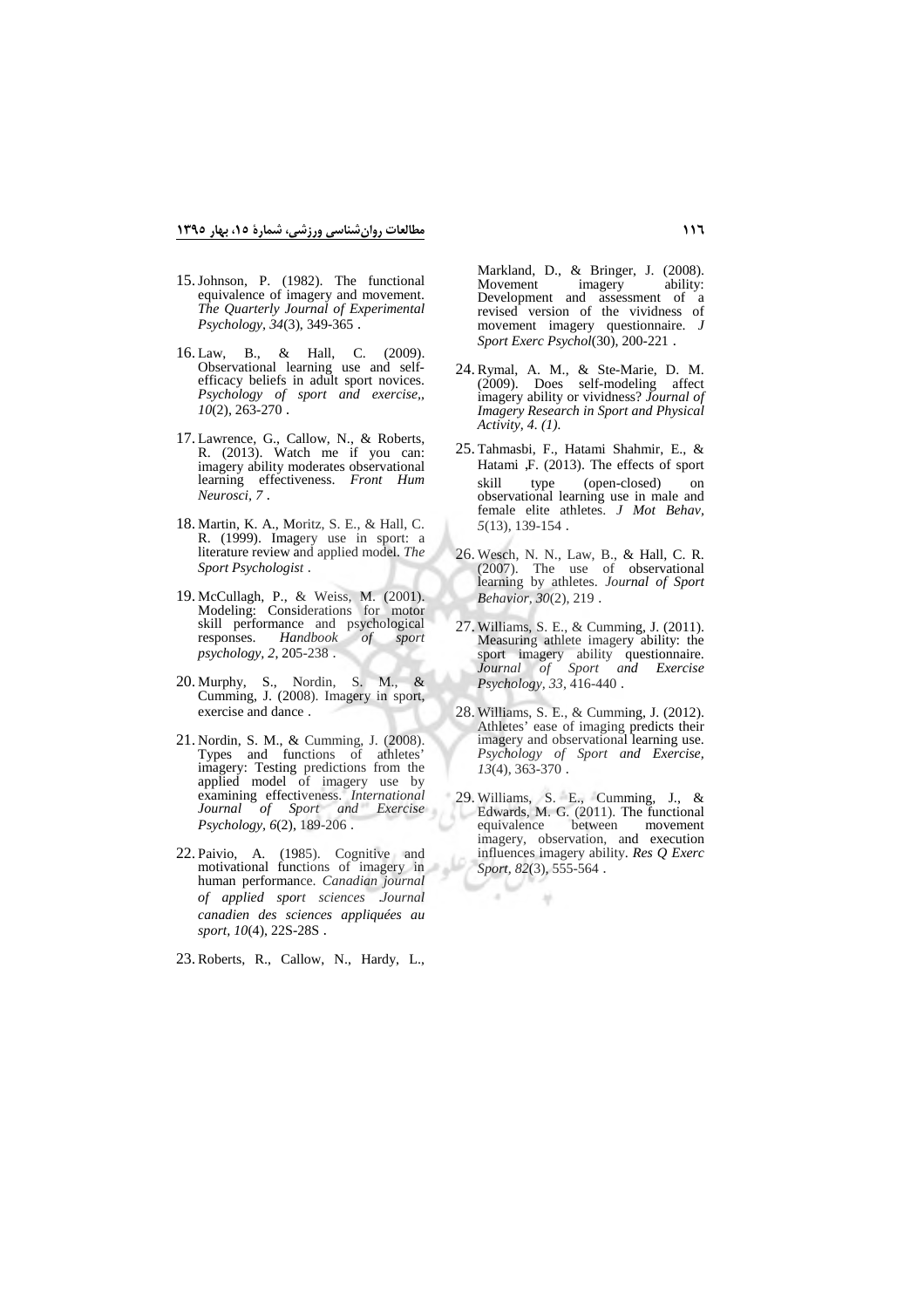15. Johnson, P. (1982). The functional equivalence of imagery and movement. *The Quarterly Journal of Experimental Psychology, 34*(3), 349-365 .

16. Law, B., & Hall, C. (2009). Observational learning use and self-efficacy beliefs in adult sport novices. *Psychology of sport and exercise,, 10*(2), 263-270 .

17. Lawrence, G., Callow, N., & Roberts, R. (2013). Watch me if you can: imagery ability moderates observational learning effectiveness. *Front Hum Neurosci, 7* .

18. Martin, K. A., Moritz, S. E., & Hall, C. R. (1999). Imagery use in sport: a literature review and applied model. *The Sport Psychologist* .

19. McCullagh, P., & Weiss, M. (2001). Modeling: Considerations for motor skill performance and psychological responses. *Handbook of sport psychology, 2*, 205-238 .

20. Murphy, S., Nordin, S. M., & Cumming, J. (2008). Imagery in sport, exercise and dance .

21. Nordin, S. M., & Cumming, J. (2008). Types and functions of athletes' imagery: Testing predictions from the applied model of imagery use by examining effectiveness. *International Journal of Sport and Exercise Psychology, 6*(2), 189-206 .

22. Paivio, A. (1985). Cognitive and motivational functions of imagery in human performance. *Canadian journal of applied sport sciences Journal canadien des sciences appliquées au sport, 10*(4), 22S-28S .

23. Roberts, R., Callow, N., Hardy, L., Markland, D., & Bringer, J. (2008). Movement imagery ability: Development and assessment of a revised version of the vividness of movement imagery questionnaire. *J Sport Exerc Psychol*(30), 200-221 .

24. Rymal, A. M., & Ste-Marie, D. M. (2009). Does self-modeling affect imagery ability or vividness? *Journal of Imagery Research in Sport and Physical Activity, 4. (1).*

25. Tahmasbi, F., Hatami Shahmir, E., & Hatami ,F. (2013). The effects of sport skill type (open-closed) on observational learning use in male and female elite athletes. *J Mot Behav, 5*(13), 139-154 .

26. Wesch, N. N., Law, B., & Hall, C. R. (2007). The use of observational learning by athletes. *Journal of Sport Behavior, 30*(2), 219 .

27. Williams, S. E., & Cumming, J. (2011). Measuring athlete imagery ability: the sport imagery ability questionnaire. *Journal of Sport and Exercise Psychology, 33*, 416-440 .

28. Williams, S. E., & Cumming, J. (2012). Athletes' ease of imaging predicts their imagery and observational learning use. *Psychology of Sport and Exercise, 13*(4), 363-370 .

29. Williams, S. E., Cumming, J., & Edwards, M. G. (2011). The functional equivalence between movement imagery, observation, and execution influences imagery ability. *Res Q Exerc Sport, 82*(3), 555-564 .